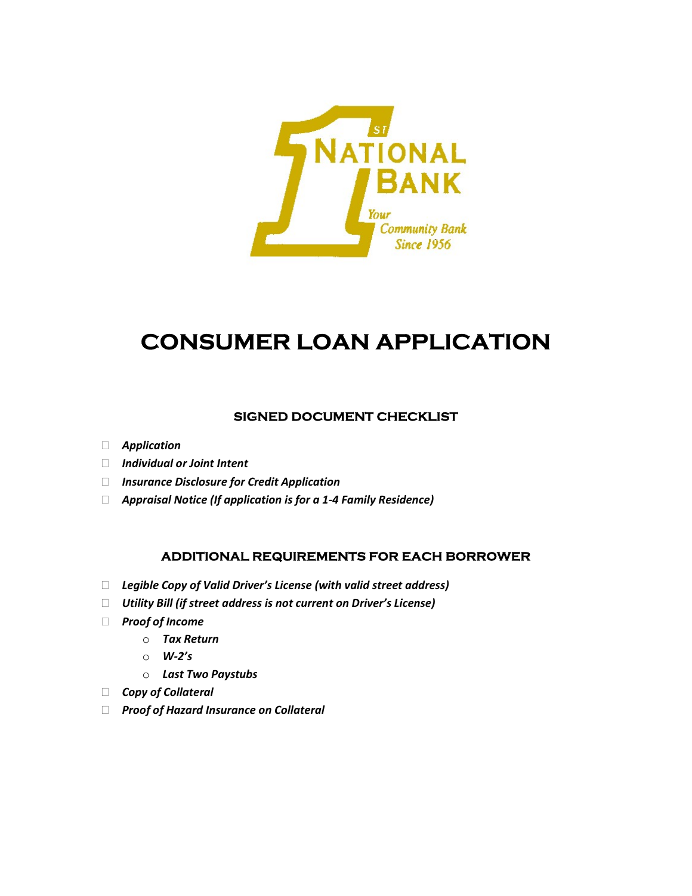1ST NATIONAL BANK

Your Community Bank Since 1956

# CONSUMER LOAN APPLICATION

## SIGNED DOCUMENT CHECKLIST

- ☐ *Application*
- ☐ *Individual or Joint Intent*
- ☐ *Insurance Disclosure for Credit Application*
- ☐ *Appraisal Notice (If application is for a 1-4 Family Residence)*

## ADDITIONAL REQUIREMENTS FOR EACH BORROWER

- ☐ *Legible Copy of Valid Driver's License (with valid street address)*
- ☐ *Utility Bill (if street address is not current on Driver's License)*
- ☐ *Proof of Income*
  - *Tax Return*
  - *W-2's*
  - *Last Two Paystubs*
- ☐ *Copy of Collateral*
- ☐ *Proof of Hazard Insurance on Collateral*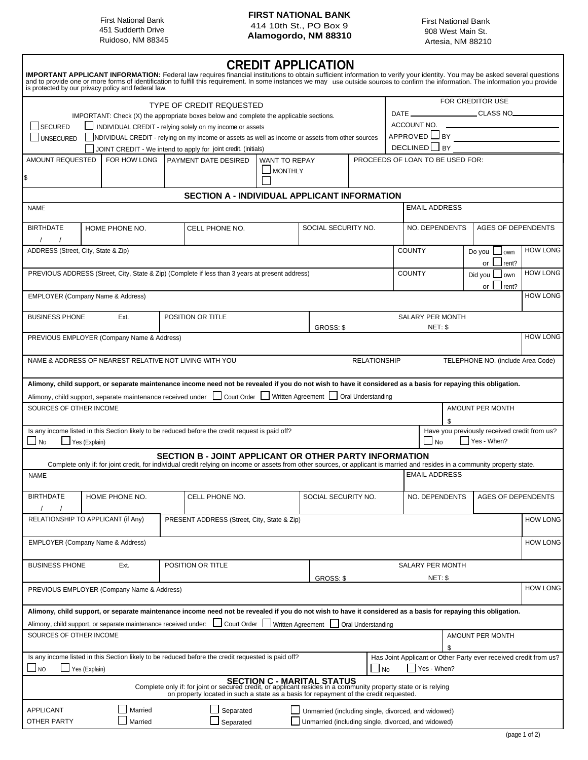First National Bank
451 Sudderth Drive
Ruidoso, NM 88345

**FIRST NATIONAL BANK**
414 10th St., PO Box 9
**Alamogordo, NM 88310**

First National Bank
908 West Main St.
Artesia, NM 88210

# CREDIT APPLICATION

**IMPORTANT APPLICANT INFORMATION:** Federal law requires financial institutions to obtain sufficient information to verify your identity. You may be asked several questions and to provide one or more forms of identification to fulfill this requirement. In some instances we may use outside sources to confirm the information. The information you provide is protected by our privacy policy and federal law.

## TYPE OF CREDIT REQUESTED

IMPORTANT: Check (X) the appropriate boxes below and complete the applicable sections.

- ☐ SECURED
- ☐ UNSECURED

- ☐ INDIVIDUAL CREDIT - relying solely on my income or assets
- ☐ INDIVIDUAL CREDIT - relying on my income or assets as well as income or assets from other sources
- ☐ JOINT CREDIT - We intend to apply for joint credit. (initials)

**FOR CREDITOR USE**

DATE ______ CLASS NO ______
ACCOUNT NO. ______
APPROVED ☐ BY ______
DECLINED ☐ BY ______

| AMOUNT REQUESTED | FOR HOW LONG | PAYMENT DATE DESIRED | WANT TO REPAY | PROCEEDS OF LOAN TO BE USED FOR: |
|---|---|---|---|---|
| $ | | | ☐ MONTHLY ☐ | |

## SECTION A - INDIVIDUAL APPLICANT INFORMATION

| NAME | | | | EMAIL ADDRESS | |
|---|---|---|---|---|---|
| BIRTHDATE / / | HOME PHONE NO. | CELL PHONE NO. | SOCIAL SECURITY NO. | NO. DEPENDENTS | AGES OF DEPENDENTS |

| ADDRESS (Street, City, State & Zip) | COUNTY | Do you ☐ own or ☐ rent? | HOW LONG |
|---|---|---|---|
| PREVIOUS ADDRESS (Street, City, State & Zip) (Complete if less than 3 years at present address) | COUNTY | Did you ☐ own or ☐ rent? | HOW LONG |

| EMPLOYER (Company Name & Address) | | | HOW LONG |
|---|---|---|---|
| BUSINESS PHONE Ext. | POSITION OR TITLE | SALARY PER MONTH GROSS: $ NET: $ | |
| PREVIOUS EMPLOYER (Company Name & Address) | | | HOW LONG |

| NAME & ADDRESS OF NEAREST RELATIVE NOT LIVING WITH YOU | RELATIONSHIP | TELEPHONE NO. (include Area Code) |
|---|---|---|

**Alimony, child support, or separate maintenance income need not be revealed if you do not wish to have it considered as a basis for repaying this obligation.**

Alimony, child support, separate maintenance received under ☐ Court Order ☐ Written Agreement ☐ Oral Understanding

| SOURCES OF OTHER INCOME | AMOUNT PER MONTH |
|---|---|
| | $ |

Is any income listed in this Section likely to be reduced before the credit request is paid off? ☐ No ☐ Yes (Explain)

Have you previously received credit from us? ☐ No ☐ Yes - When?

## SECTION B - JOINT APPLICANT OR OTHER PARTY INFORMATION

Complete only if: for joint credit, for individual credit relying on income or assets from other sources, or applicant is married and resides in a community property state.

| NAME | | | | EMAIL ADDRESS | |
|---|---|---|---|---|---|
| BIRTHDATE / / | HOME PHONE NO. | CELL PHONE NO. | SOCIAL SECURITY NO. | NO. DEPENDENTS | AGES OF DEPENDENTS |

| RELATIONSHIP TO APPLICANT (if Any) | PRESENT ADDRESS (Street, City, State & Zip) | | HOW LONG |
|---|---|---|---|
| EMPLOYER (Company Name & Address) | | | HOW LONG |
| BUSINESS PHONE Ext. | POSITION OR TITLE | SALARY PER MONTH GROSS: $ NET: $ | |
| PREVIOUS EMPLOYER (Company Name & Address) | | | HOW LONG |

**Alimony, child support, or separate maintenance income need not be revealed if you do not wish to have it considered as a basis for repaying this obligation.**

Alimony, child support, or separate maintenance received under: ☐ Court Order ☐ Written Agreement ☐ Oral Understanding

| SOURCES OF OTHER INCOME | AMOUNT PER MONTH |
|---|---|
| | $ |

Is any income listed in this Section likely to be reduced before the credit requested is paid off? ☐ NO ☐ Yes (Explain)

Has Joint Applicant or Other Party ever received credit from us? ☐ No ☐ Yes - When?

## SECTION C - MARITAL STATUS

Complete only if: for joint or secured credit, or applicant resides in a community property state or is relying on property located in such a state as a basis for repayment of the credit requested.

| | | | |
|---|---|---|---|
| APPLICANT | ☐ Married | ☐ Separated | ☐ Unmarried (including single, divorced, and widowed) |
| OTHER PARTY | ☐ Married | ☐ Separated | ☐ Unmarried (including single, divorced, and widowed) |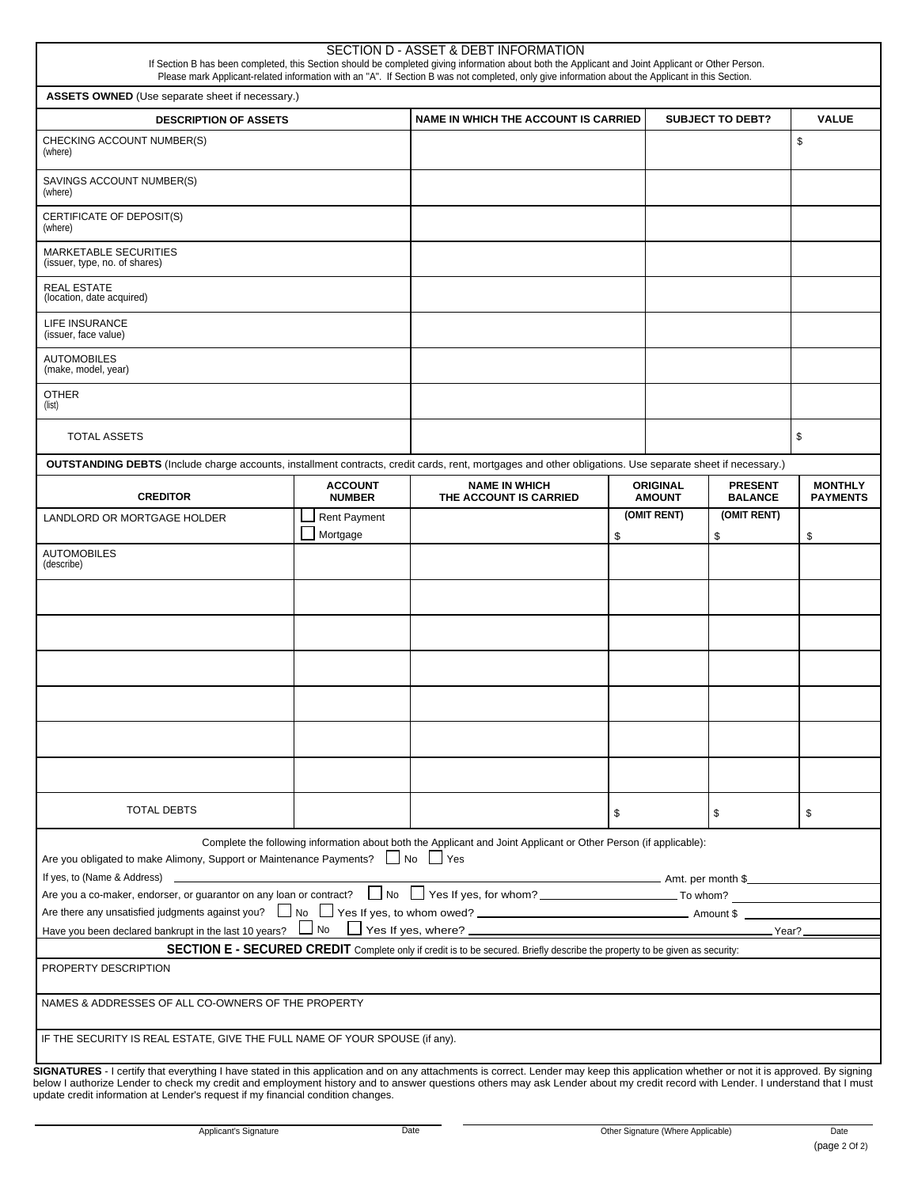## SECTION D - ASSET & DEBT INFORMATION

If Section B has been completed, this Section should be completed giving information about both the Applicant and Joint Applicant or Other Person. Please mark Applicant-related information with an "A". If Section B was not completed, only give information about the Applicant in this Section.

**ASSETS OWNED** (Use separate sheet if necessary.)

| DESCRIPTION OF ASSETS | NAME IN WHICH THE ACCOUNT IS CARRIED | SUBJECT TO DEBT? | VALUE |
|---|---|---|---|
| CHECKING ACCOUNT NUMBER(S) (where) | | | $ |
| SAVINGS ACCOUNT NUMBER(S) (where) | | | |
| CERTIFICATE OF DEPOSIT(S) (where) | | | |
| MARKETABLE SECURITIES (issuer, type, no. of shares) | | | |
| REAL ESTATE (location, date acquired) | | | |
| LIFE INSURANCE (issuer, face value) | | | |
| AUTOMOBILES (make, model, year) | | | |
| OTHER (list) | | | |
| TOTAL ASSETS | | | $ |

**OUTSTANDING DEBTS** (Include charge accounts, installment contracts, credit cards, rent, mortgages and other obligations. Use separate sheet if necessary.)

| CREDITOR | ACCOUNT NUMBER | NAME IN WHICH THE ACCOUNT IS CARRIED | ORIGINAL AMOUNT | PRESENT BALANCE | MONTHLY PAYMENTS |
|---|---|---|---|---|---|
| LANDLORD OR MORTGAGE HOLDER | ☐ Rent Payment ☐ Mortgage | | (OMIT RENT) $ | (OMIT RENT) $ | $ |
| AUTOMOBILES (describe) | | | | | |
| | | | | | |
| | | | | | |
| | | | | | |
| | | | | | |
| | | | | | |
| | | | | | |
| TOTAL DEBTS | | | $ | $ | $ |

Complete the following information about both the Applicant and Joint Applicant or Other Person (if applicable):

Are you obligated to make Alimony, Support or Maintenance Payments? ☐ No ☐ Yes

If yes, to (Name & Address) ______________________________ Amt. per month $__________

Are you a co-maker, endorser, or guarantor on any loan or contract? ☐ No ☐ Yes If yes, for whom? __________ To whom? __________

Are there any unsatisfied judgments against you? ☐ No ☐ Yes If yes, to whom owed? __________ Amount $ __________

Have you been declared bankrupt in the last 10 years? ☐ No ☐ Yes If yes, where? __________ Year? __________

## SECTION E - SECURED CREDIT

Complete only if credit is to be secured. Briefly describe the property to be given as security:

PROPERTY DESCRIPTION

NAMES & ADDRESSES OF ALL CO-OWNERS OF THE PROPERTY

IF THE SECURITY IS REAL ESTATE, GIVE THE FULL NAME OF YOUR SPOUSE (if any).

**SIGNATURES** - I certify that everything I have stated in this application and on any attachments is correct. Lender may keep this application whether or not it is approved. By signing below I authorize Lender to check my credit and employment history and to answer questions others may ask Lender about my credit record with Lender. I understand that I must update credit information at Lender's request if my financial condition changes.

______________________________ Applicant's Signature &nbsp;&nbsp; Date

______________________________ Other Signature (Where Applicable) &nbsp;&nbsp; Date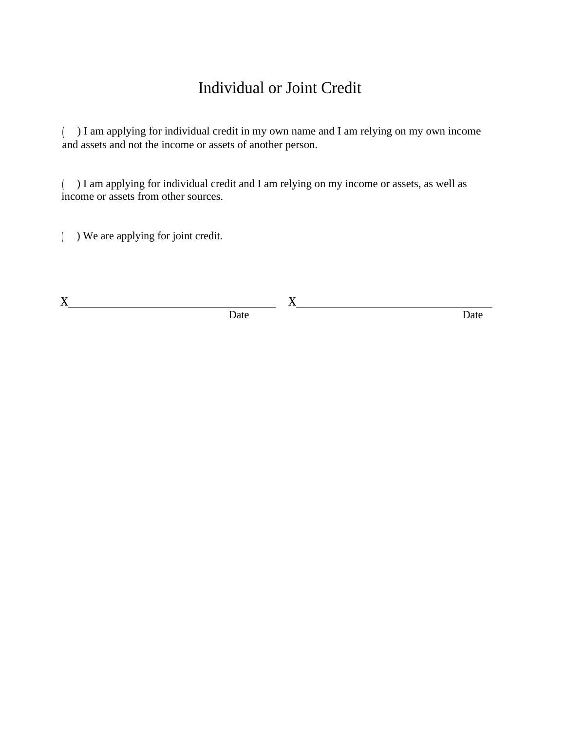# Individual or Joint Credit

(    ) I am applying for individual credit in my own name and I am relying on my own income and assets and not the income or assets of another person.

(    ) I am applying for individual credit and I am relying on my income or assets, as well as income or assets from other sources.

(    ) We are applying for joint credit.

X\_\_\_\_\_\_\_\_\_\_\_\_\_\_\_\_\_\_\_\_\_\_\_\_\_\_\_\_\_\_\_\_\_\_\_\_ Date        X\_\_\_\_\_\_\_\_\_\_\_\_\_\_\_\_\_\_\_\_\_\_\_\_\_\_\_\_\_\_\_\_\_\_\_\_ Date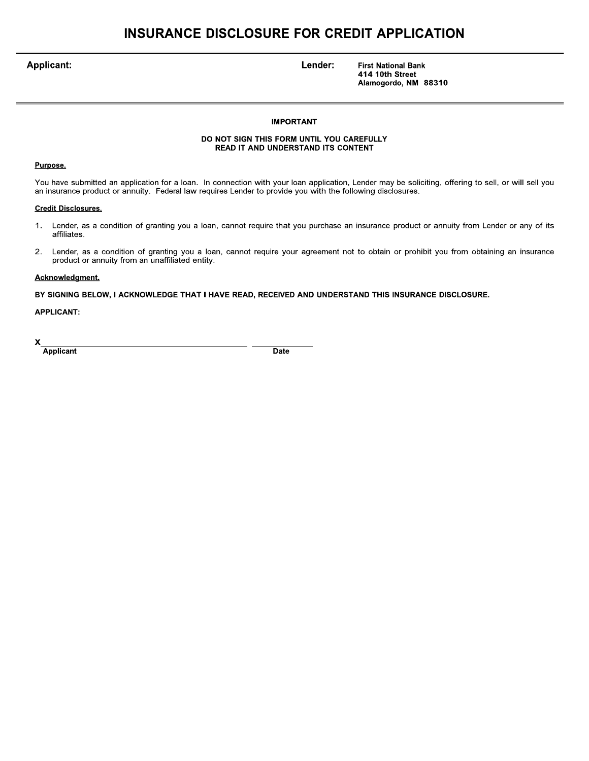# INSURANCE DISCLOSURE FOR CREDIT APPLICATION

**Applicant:**

**Lender:** **First National Bank**
**414 10th Street**
**Alamogordo, NM 88310**

---

**IMPORTANT**

**DO NOT SIGN THIS FORM UNTIL YOU CAREFULLY READ IT AND UNDERSTAND ITS CONTENT**

**Purpose.**

You have submitted an application for a loan. In connection with your loan application, Lender may be soliciting, offering to sell, or will sell you an insurance product or annuity. Federal law requires Lender to provide you with the following disclosures.

**Credit Disclosures.**

1. Lender, as a condition of granting you a loan, cannot require that you purchase an insurance product or annuity from Lender or any of its affiliates.
2. Lender, as a condition of granting you a loan, cannot require your agreement not to obtain or prohibit you from obtaining an insurance product or annuity from an unaffiliated entity.

**Acknowledgment.**

**BY SIGNING BELOW, I ACKNOWLEDGE THAT I HAVE READ, RECEIVED AND UNDERSTAND THIS INSURANCE DISCLOSURE.**

**APPLICANT:**

X______________________________________ ______________
**Applicant** **Date**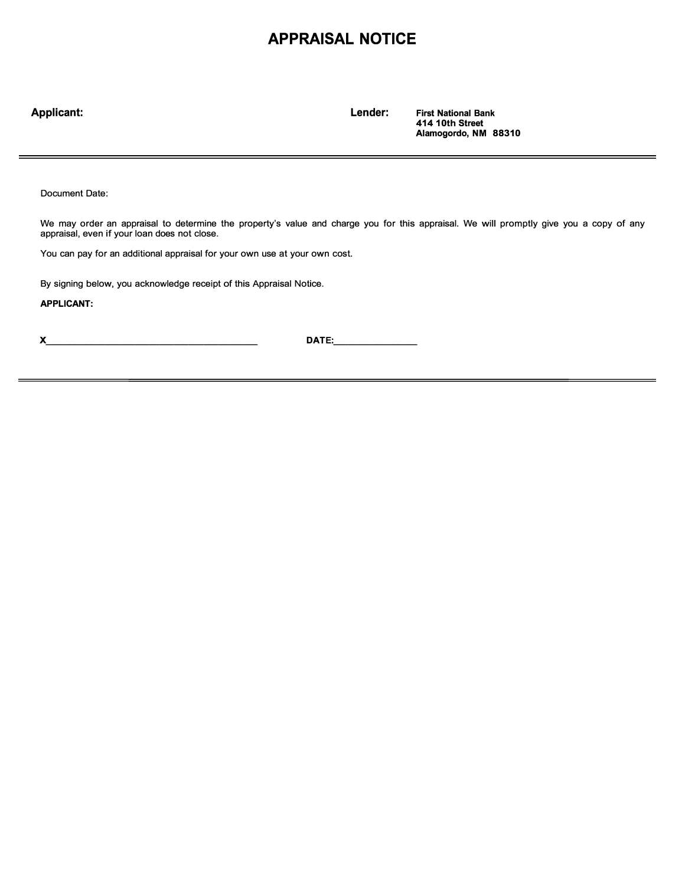# APPRAISAL NOTICE

**Applicant:**

**Lender:** **First National Bank**
**414 10th Street**
**Alamogordo, NM 88310**

---

Document Date:

We may order an appraisal to determine the property's value and charge you for this appraisal. We will promptly give you a copy of any appraisal, even if your loan does not close.

You can pay for an additional appraisal for your own use at your own cost.

By signing below, you acknowledge receipt of this Appraisal Notice.

**APPLICANT:**

**X**_________________________________________ **DATE:**________________

---